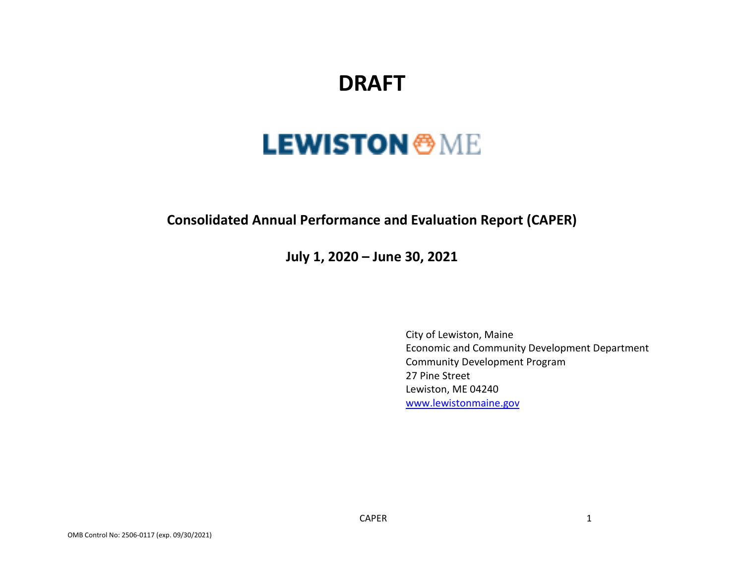# DRAFT

# LEWISTON ME

## Consolidated Annual Performance and Evaluation Report (CAPER)

## July 1, 2020 – June 30, 2021

City of Lewiston, Maine
Economic and Community Development Department
Community Development Program
27 Pine Street
Lewiston, ME 04240
www.lewistonmaine.gov

OMB Control No: 2506-0117 (exp. 09/30/2021)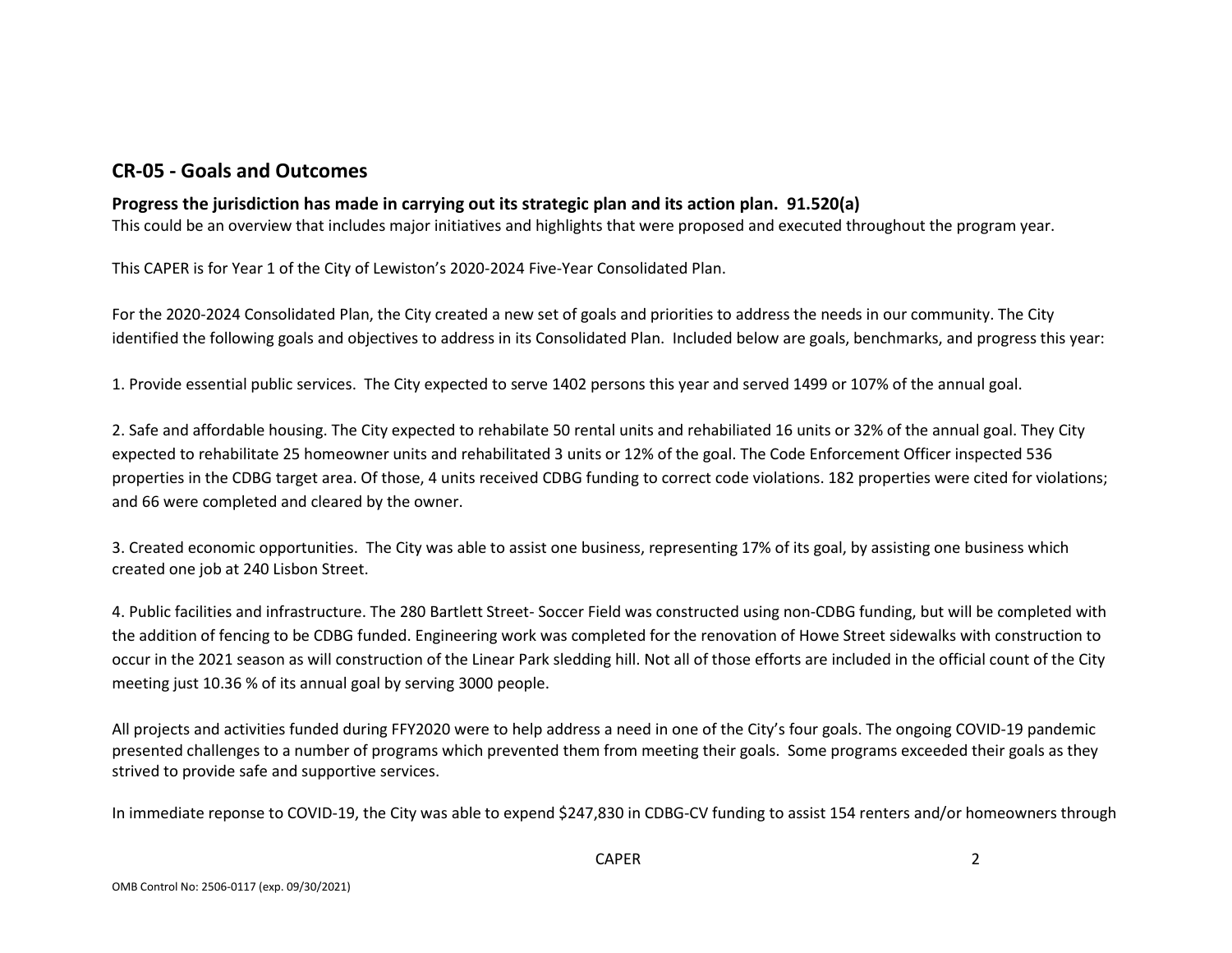## CR-05 - Goals and Outcomes

### Progress the jurisdiction has made in carrying out its strategic plan and its action plan. 91.520(a)

This could be an overview that includes major initiatives and highlights that were proposed and executed throughout the program year.

This CAPER is for Year 1 of the City of Lewiston's 2020-2024 Five-Year Consolidated Plan.

For the 2020-2024 Consolidated Plan, the City created a new set of goals and priorities to address the needs in our community. The City identified the following goals and objectives to address in its Consolidated Plan. Included below are goals, benchmarks, and progress this year:

1. Provide essential public services. The City expected to serve 1402 persons this year and served 1499 or 107% of the annual goal.

2. Safe and affordable housing. The City expected to rehabilate 50 rental units and rehabiliated 16 units or 32% of the annual goal. They City expected to rehabilitate 25 homeowner units and rehabilitated 3 units or 12% of the goal. The Code Enforcement Officer inspected 536 properties in the CDBG target area. Of those, 4 units received CDBG funding to correct code violations. 182 properties were cited for violations; and 66 were completed and cleared by the owner.

3. Created economic opportunities. The City was able to assist one business, representing 17% of its goal, by assisting one business which created one job at 240 Lisbon Street.

4. Public facilities and infrastructure. The 280 Bartlett Street- Soccer Field was constructed using non-CDBG funding, but will be completed with the addition of fencing to be CDBG funded. Engineering work was completed for the renovation of Howe Street sidewalks with construction to occur in the 2021 season as will construction of the Linear Park sledding hill. Not all of those efforts are included in the official count of the City meeting just 10.36 % of its annual goal by serving 3000 people.

All projects and activities funded during FFY2020 were to help address a need in one of the City's four goals. The ongoing COVID-19 pandemic presented challenges to a number of programs which prevented them from meeting their goals. Some programs exceeded their goals as they strived to provide safe and supportive services.

In immediate reponse to COVID-19, the City was able to expend $247,830 in CDBG-CV funding to assist 154 renters and/or homeowners through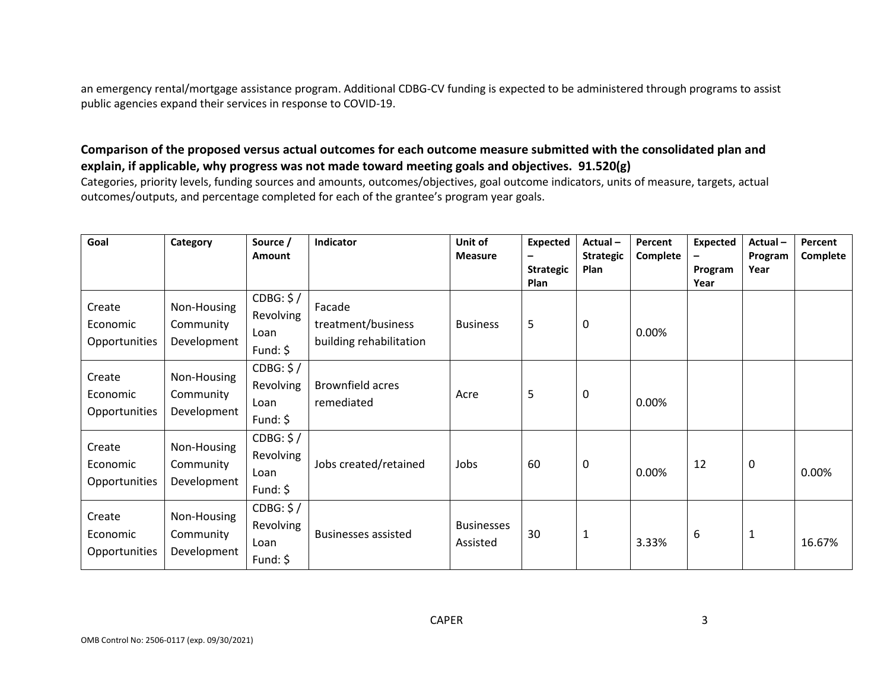an emergency rental/mortgage assistance program. Additional CDBG-CV funding is expected to be administered through programs to assist public agencies expand their services in response to COVID-19.

**Comparison of the proposed versus actual outcomes for each outcome measure submitted with the consolidated plan and explain, if applicable, why progress was not made toward meeting goals and objectives. 91.520(g)**

Categories, priority levels, funding sources and amounts, outcomes/objectives, goal outcome indicators, units of measure, targets, actual outcomes/outputs, and percentage completed for each of the grantee's program year goals.

| Goal | Category | Source / Amount | Indicator | Unit of Measure | Expected – Strategic Plan | Actual – Strategic Plan | Percent Complete | Expected – Program Year | Actual – Program Year | Percent Complete |
|---|---|---|---|---|---|---|---|---|---|---|
| Create Economic Opportunities | Non-Housing Community Development | CDBG: $ / Revolving Loan Fund: $ | Facade treatment/business building rehabilitation | Business | 5 | 0 | 0.00% | | | |
| Create Economic Opportunities | Non-Housing Community Development | CDBG: $ / Revolving Loan Fund: $ | Brownfield acres remediated | Acre | 5 | 0 | 0.00% | | | |
| Create Economic Opportunities | Non-Housing Community Development | CDBG: $ / Revolving Loan Fund: $ | Jobs created/retained | Jobs | 60 | 0 | 0.00% | 12 | 0 | 0.00% |
| Create Economic Opportunities | Non-Housing Community Development | CDBG: $ / Revolving Loan Fund: $ | Businesses assisted | Businesses Assisted | 30 | 1 | 3.33% | 6 | 1 | 16.67% |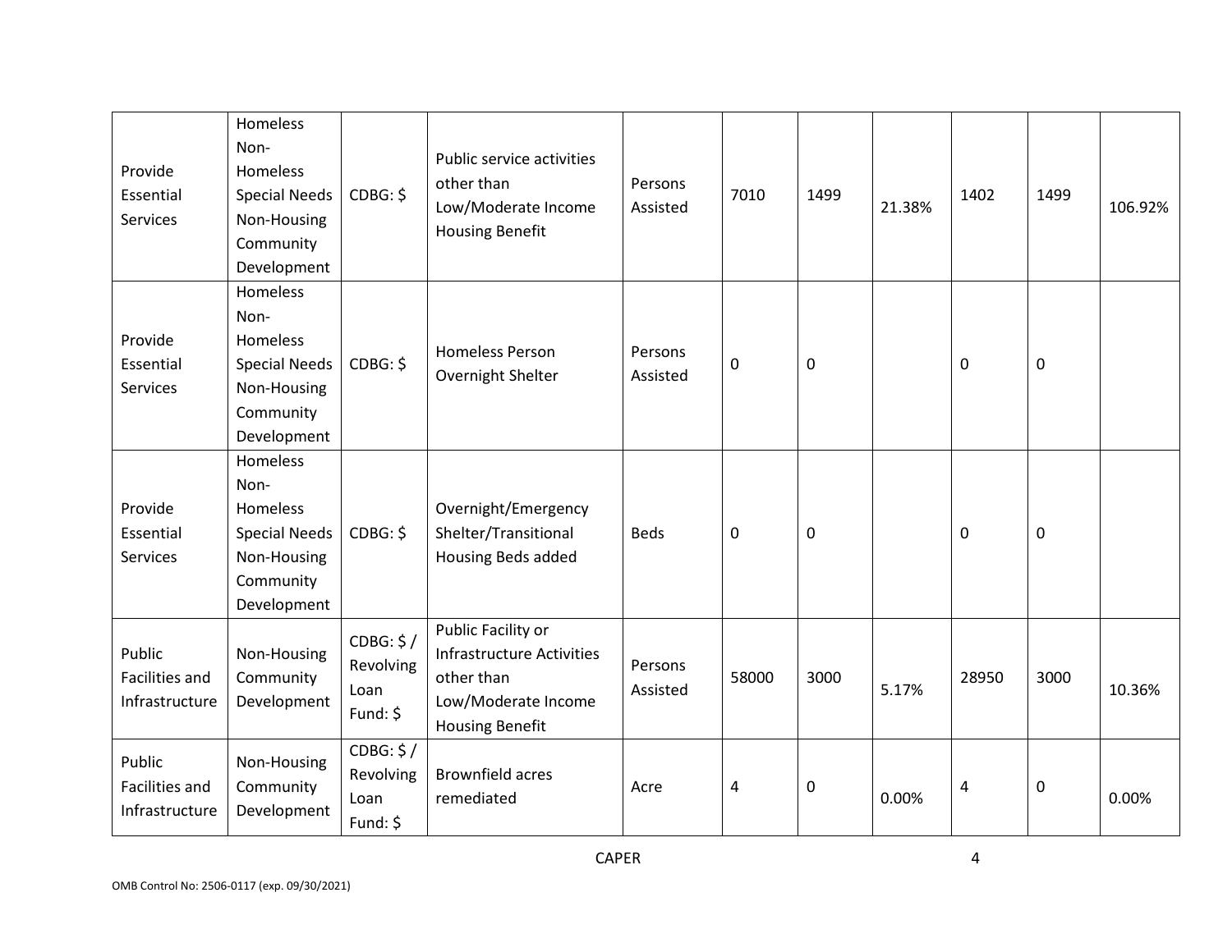| Provide Essential Services | Homeless Non-Homeless Special Needs Non-Housing Community Development | CDBG: $ | Public service activities other than Low/Moderate Income Housing Benefit | Persons Assisted | 7010 | 1499 | 21.38% | 1402 | 1499 | 106.92% |
|---|---|---|---|---|---|---|---|---|---|---|
| Provide Essential Services | Homeless Non-Homeless Special Needs Non-Housing Community Development | CDBG: $ | Homeless Person Overnight Shelter | Persons Assisted | 0 | 0 | | 0 | 0 | |
| Provide Essential Services | Homeless Non-Homeless Special Needs Non-Housing Community Development | CDBG: $ | Overnight/Emergency Shelter/Transitional Housing Beds added | Beds | 0 | 0 | | 0 | 0 | |
| Public Facilities and Infrastructure | Non-Housing Community Development | CDBG: $ / Revolving Loan Fund: $ | Public Facility or Infrastructure Activities other than Low/Moderate Income Housing Benefit | Persons Assisted | 58000 | 3000 | 5.17% | 28950 | 3000 | 10.36% |
| Public Facilities and Infrastructure | Non-Housing Community Development | CDBG: $ / Revolving Loan Fund: $ | Brownfield acres remediated | Acre | 4 | 0 | 0.00% | 4 | 0 | 0.00% |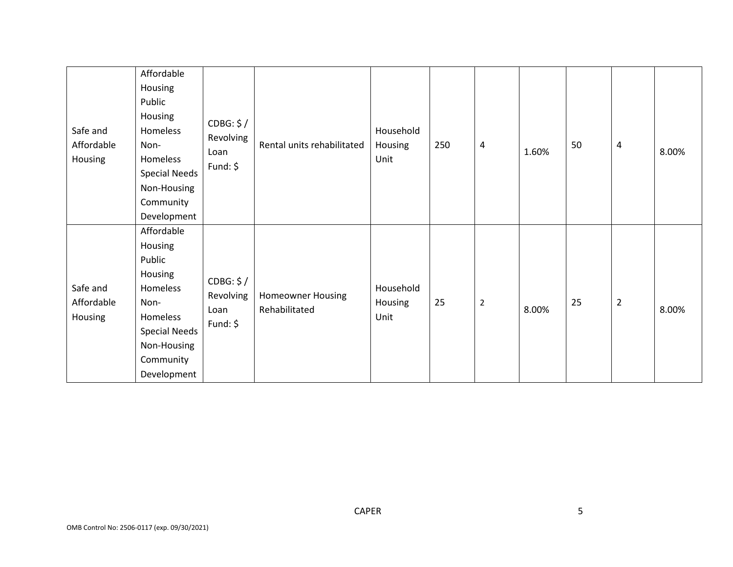| Safe and Affordable Housing | Affordable Housing Public Housing Homeless Non-Homeless Special Needs Non-Housing Community Development | CDBG: $ / Revolving Loan Fund: $ | Rental units rehabilitated | Household Housing Unit | 250 | 4 | 1.60% | 50 | 4 | 8.00% |
|---|---|---|---|---|---|---|---|---|---|---|
| Safe and Affordable Housing | Affordable Housing Public Housing Homeless Non-Homeless Special Needs Non-Housing Community Development | CDBG: $ / Revolving Loan Fund: $ | Homeowner Housing Rehabilitated | Household Housing Unit | 25 | 2 | 8.00% | 25 | 2 | 8.00% |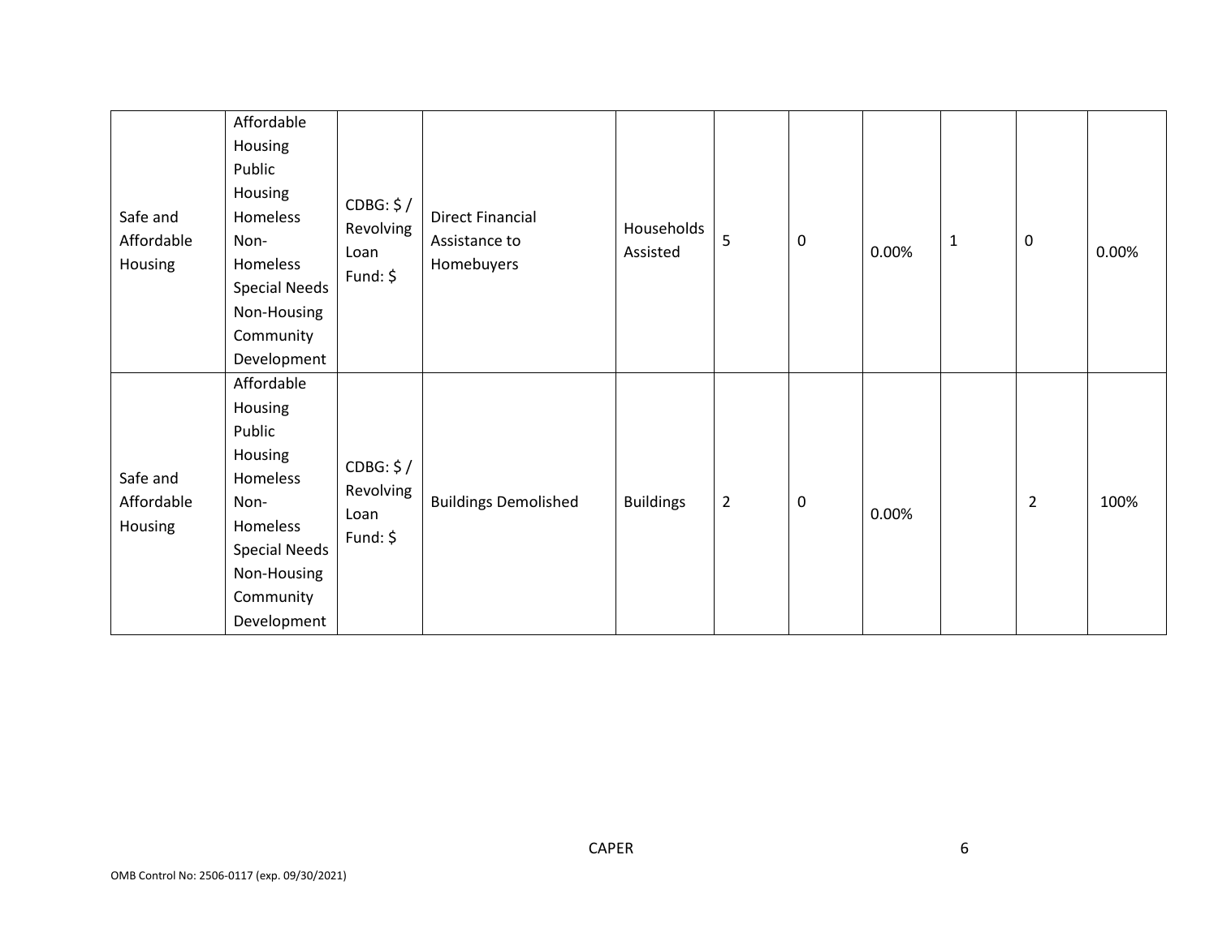| | | | | | | | | | | |
|---|---|---|---|---|---|---|---|---|---|---|
| Safe and Affordable Housing | Affordable Housing Public Housing Homeless Non-Homeless Special Needs Non-Housing Community Development | CDBG: $ / Revolving Loan Fund: $ | Direct Financial Assistance to Homebuyers | Households Assisted | 5 | 0 | 0.00% | 1 | 0 | 0.00% |
| Safe and Affordable Housing | Affordable Housing Public Housing Homeless Non-Homeless Special Needs Non-Housing Community Development | CDBG: $ / Revolving Loan Fund: $ | Buildings Demolished | Buildings | 2 | 0 | 0.00% | | 2 | 100% |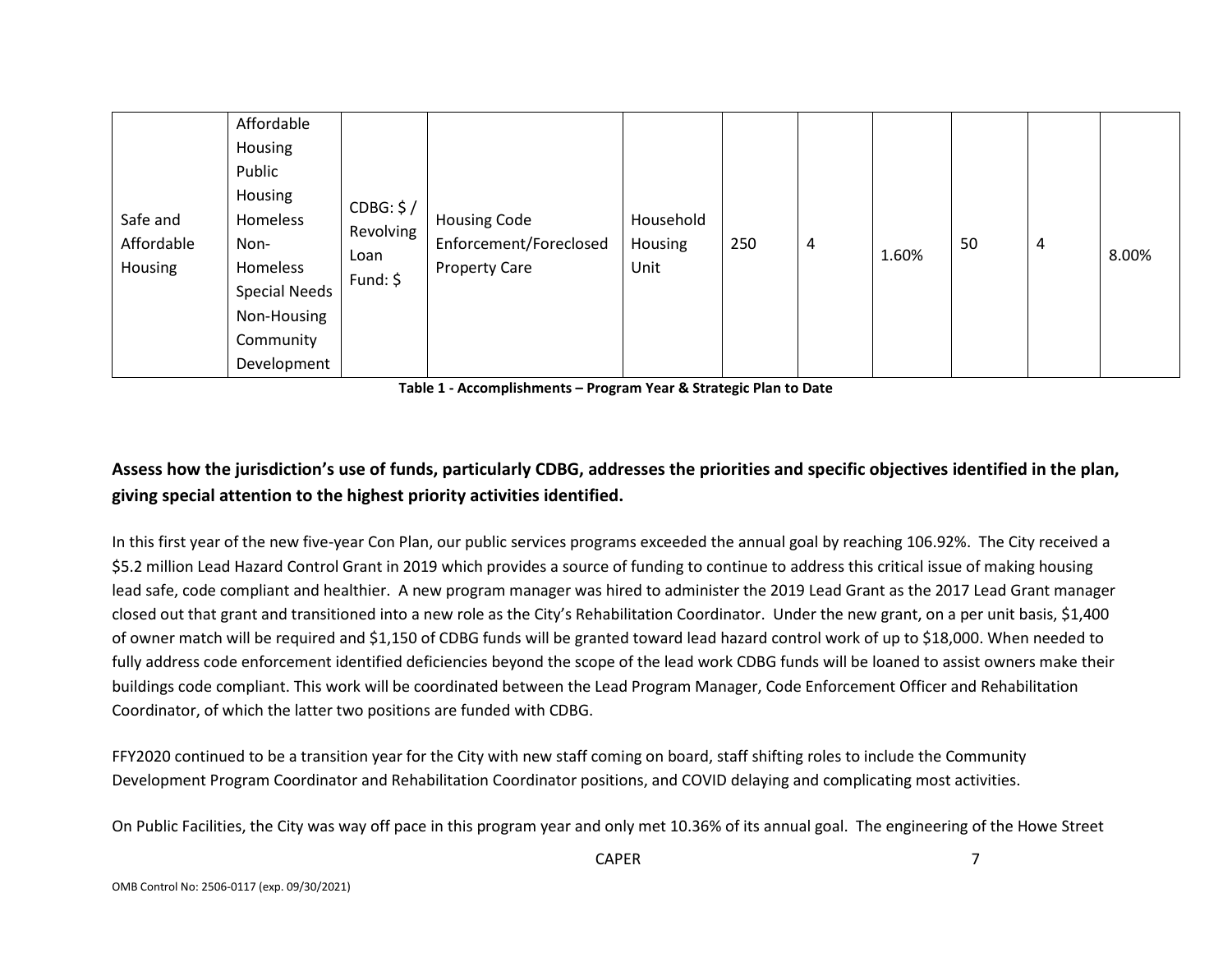| Safe and Affordable Housing | Affordable Housing Public Housing Homeless Non-Homeless Special Needs Non-Housing Community Development | CDBG: $ / Revolving Loan Fund: $ | Housing Code Enforcement/Foreclosed Property Care | Household Housing Unit | 250 | 4 | 1.60% | 50 | 4 | 8.00% |
|---|---|---|---|---|---|---|---|---|---|---|

**Table 1 - Accomplishments – Program Year & Strategic Plan to Date**

## Assess how the jurisdiction's use of funds, particularly CDBG, addresses the priorities and specific objectives identified in the plan, giving special attention to the highest priority activities identified.

In this first year of the new five-year Con Plan, our public services programs exceeded the annual goal by reaching 106.92%. The City received a $5.2 million Lead Hazard Control Grant in 2019 which provides a source of funding to continue to address this critical issue of making housing lead safe, code compliant and healthier. A new program manager was hired to administer the 2019 Lead Grant as the 2017 Lead Grant manager closed out that grant and transitioned into a new role as the City's Rehabilitation Coordinator. Under the new grant, on a per unit basis, $1,400 of owner match will be required and $1,150 of CDBG funds will be granted toward lead hazard control work of up to $18,000. When needed to fully address code enforcement identified deficiencies beyond the scope of the lead work CDBG funds will be loaned to assist owners make their buildings code compliant. This work will be coordinated between the Lead Program Manager, Code Enforcement Officer and Rehabilitation Coordinator, of which the latter two positions are funded with CDBG.

FFY2020 continued to be a transition year for the City with new staff coming on board, staff shifting roles to include the Community Development Program Coordinator and Rehabilitation Coordinator positions, and COVID delaying and complicating most activities.

On Public Facilities, the City was way off pace in this program year and only met 10.36% of its annual goal. The engineering of the Howe Street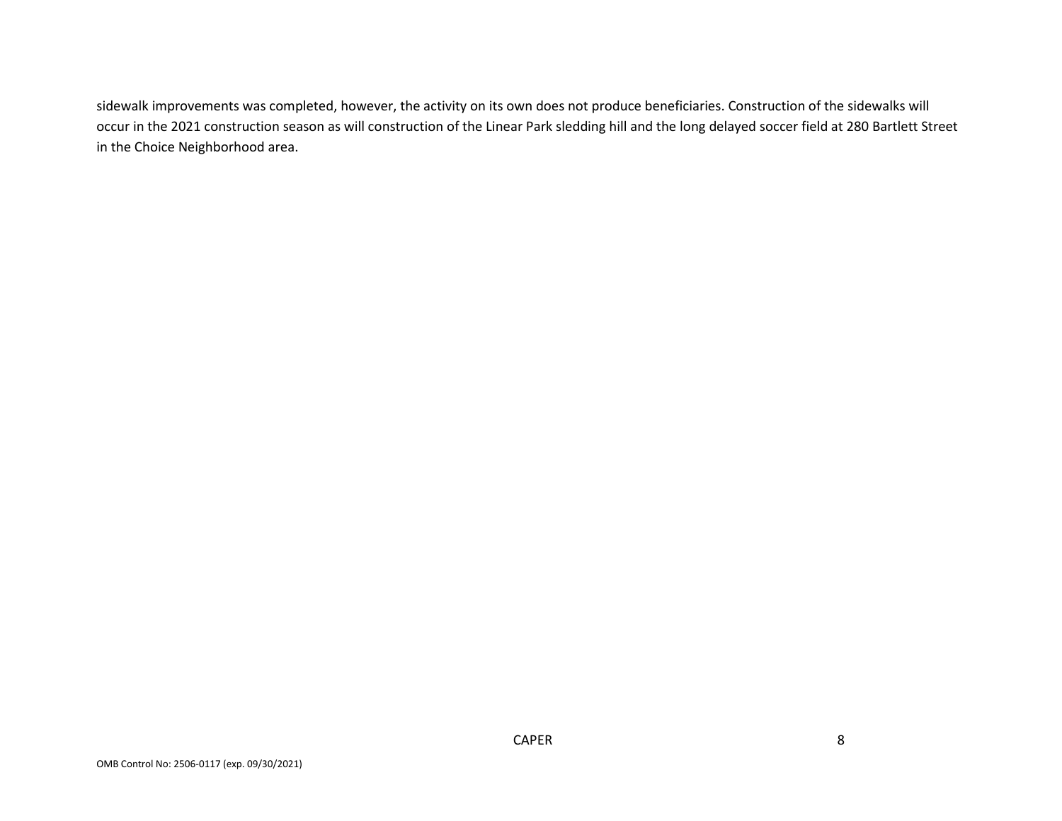sidewalk improvements was completed, however, the activity on its own does not produce beneficiaries. Construction of the sidewalks will occur in the 2021 construction season as will construction of the Linear Park sledding hill and the long delayed soccer field at 280 Bartlett Street in the Choice Neighborhood area.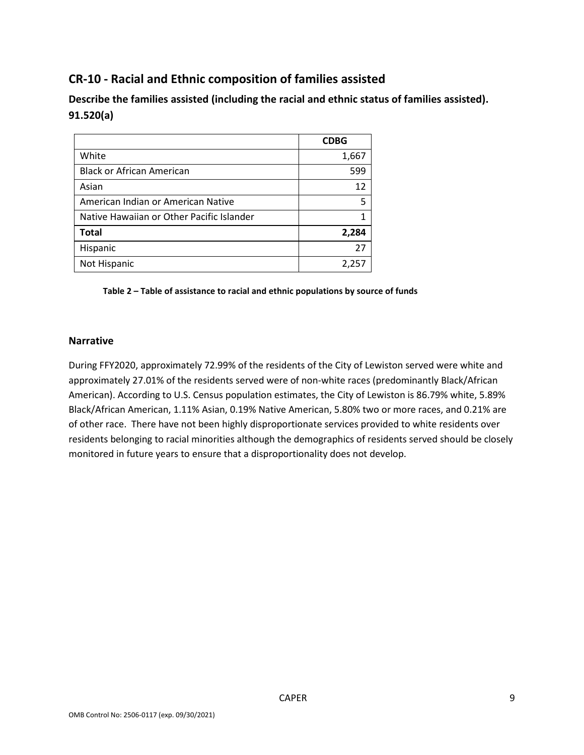## CR-10 - Racial and Ethnic composition of families assisted

**Describe the families assisted (including the racial and ethnic status of families assisted). 91.520(a)**

| | **CDBG** |
|---|---|
| White | 1,667 |
| Black or African American | 599 |
| Asian | 12 |
| American Indian or American Native | 5 |
| Native Hawaiian or Other Pacific Islander | 1 |
| **Total** | **2,284** |
| Hispanic | 27 |
| Not Hispanic | 2,257 |

**Table 2 – Table of assistance to racial and ethnic populations by source of funds**

### Narrative

During FFY2020, approximately 72.99% of the residents of the City of Lewiston served were white and approximately 27.01% of the residents served were of non-white races (predominantly Black/African American). According to U.S. Census population estimates, the City of Lewiston is 86.79% white, 5.89% Black/African American, 1.11% Asian, 0.19% Native American, 5.80% two or more races, and 0.21% are of other race. There have not been highly disproportionate services provided to white residents over residents belonging to racial minorities although the demographics of residents served should be closely monitored in future years to ensure that a disproportionality does not develop.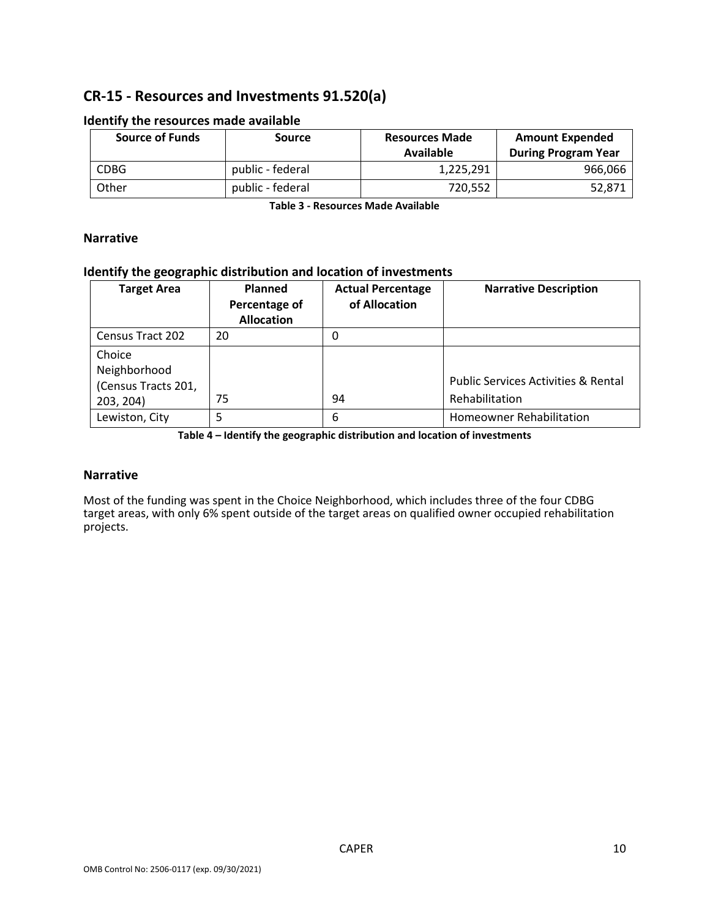## CR-15 - Resources and Investments 91.520(a)

### Identify the resources made available

| Source of Funds | Source | Resources Made Available | Amount Expended During Program Year |
|---|---|---|---|
| CDBG | public - federal | 1,225,291 | 966,066 |
| Other | public - federal | 720,552 | 52,871 |

**Table 3 - Resources Made Available**

### Narrative

### Identify the geographic distribution and location of investments

| Target Area | Planned Percentage of Allocation | Actual Percentage of Allocation | Narrative Description |
|---|---|---|---|
| Census Tract 202 | 20 | 0 | |
| Choice Neighborhood (Census Tracts 201, 203, 204) | 75 | 94 | Public Services Activities & Rental Rehabilitation |
| Lewiston, City | 5 | 6 | Homeowner Rehabilitation |

**Table 4 – Identify the geographic distribution and location of investments**

### Narrative

Most of the funding was spent in the Choice Neighborhood, which includes three of the four CDBG target areas, with only 6% spent outside of the target areas on qualified owner occupied rehabilitation projects.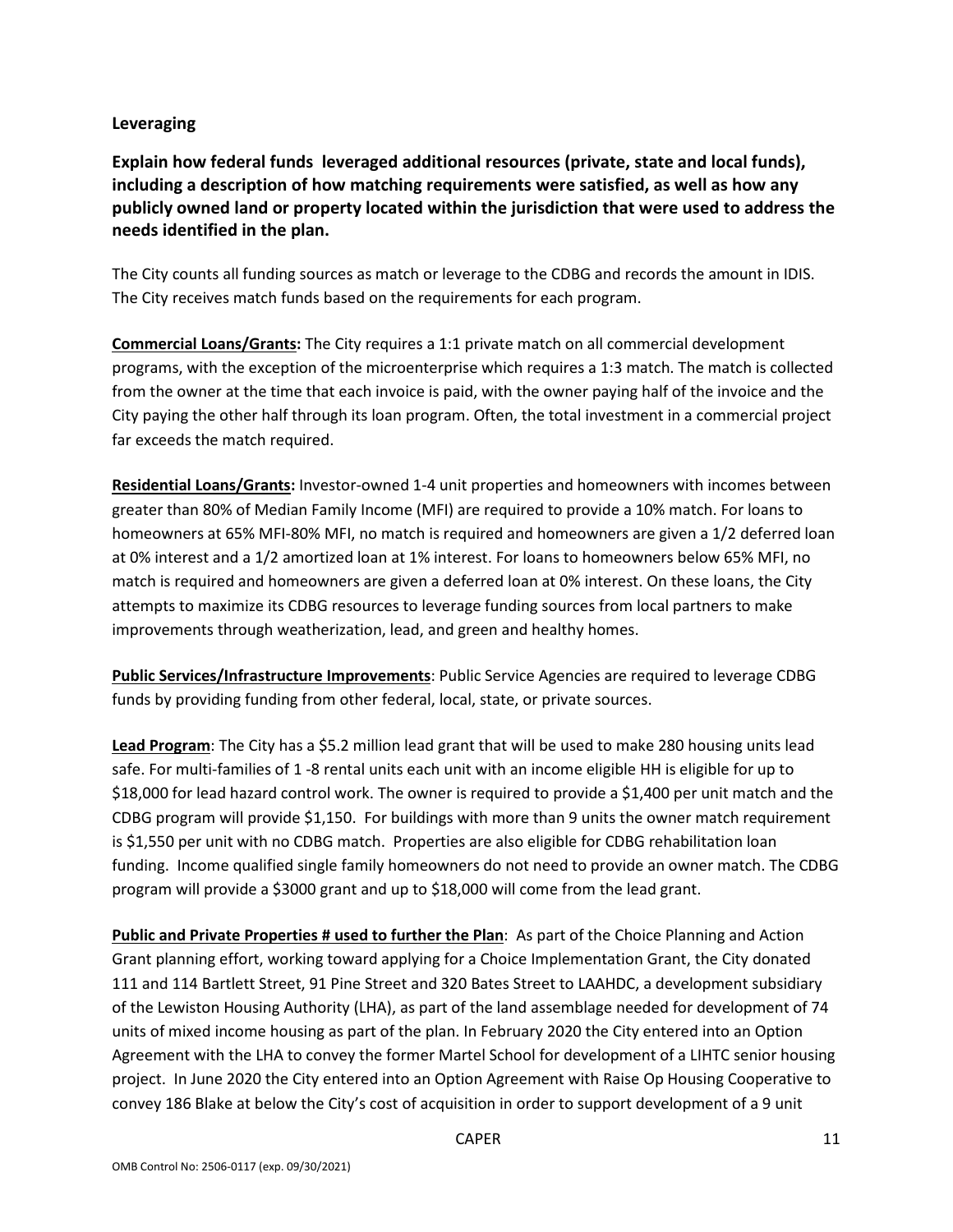## Leveraging

**Explain how federal funds leveraged additional resources (private, state and local funds), including a description of how matching requirements were satisfied, as well as how any publicly owned land or property located within the jurisdiction that were used to address the needs identified in the plan.**

The City counts all funding sources as match or leverage to the CDBG and records the amount in IDIS. The City receives match funds based on the requirements for each program.

**Commercial Loans/Grants:** The City requires a 1:1 private match on all commercial development programs, with the exception of the microenterprise which requires a 1:3 match. The match is collected from the owner at the time that each invoice is paid, with the owner paying half of the invoice and the City paying the other half through its loan program. Often, the total investment in a commercial project far exceeds the match required.

**Residential Loans/Grants:** Investor-owned 1-4 unit properties and homeowners with incomes between greater than 80% of Median Family Income (MFI) are required to provide a 10% match. For loans to homeowners at 65% MFI-80% MFI, no match is required and homeowners are given a 1/2 deferred loan at 0% interest and a 1/2 amortized loan at 1% interest. For loans to homeowners below 65% MFI, no match is required and homeowners are given a deferred loan at 0% interest. On these loans, the City attempts to maximize its CDBG resources to leverage funding sources from local partners to make improvements through weatherization, lead, and green and healthy homes.

**Public Services/Infrastructure Improvements**: Public Service Agencies are required to leverage CDBG funds by providing funding from other federal, local, state, or private sources.

**Lead Program**: The City has a $5.2 million lead grant that will be used to make 280 housing units lead safe. For multi-families of 1 -8 rental units each unit with an income eligible HH is eligible for up to $18,000 for lead hazard control work. The owner is required to provide a $1,400 per unit match and the CDBG program will provide $1,150. For buildings with more than 9 units the owner match requirement is $1,550 per unit with no CDBG match. Properties are also eligible for CDBG rehabilitation loan funding. Income qualified single family homeowners do not need to provide an owner match. The CDBG program will provide a $3000 grant and up to $18,000 will come from the lead grant.

**Public and Private Properties # used to further the Plan**: As part of the Choice Planning and Action Grant planning effort, working toward applying for a Choice Implementation Grant, the City donated 111 and 114 Bartlett Street, 91 Pine Street and 320 Bates Street to LAAHDC, a development subsidiary of the Lewiston Housing Authority (LHA), as part of the land assemblage needed for development of 74 units of mixed income housing as part of the plan. In February 2020 the City entered into an Option Agreement with the LHA to convey the former Martel School for development of a LIHTC senior housing project. In June 2020 the City entered into an Option Agreement with Raise Op Housing Cooperative to convey 186 Blake at below the City's cost of acquisition in order to support development of a 9 unit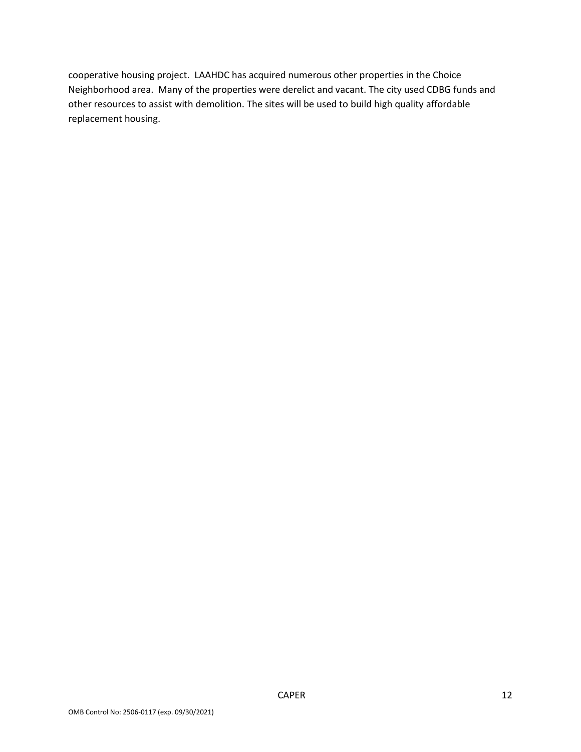cooperative housing project.  LAAHDC has acquired numerous other properties in the Choice Neighborhood area.  Many of the properties were derelict and vacant. The city used CDBG funds and other resources to assist with demolition. The sites will be used to build high quality affordable replacement housing.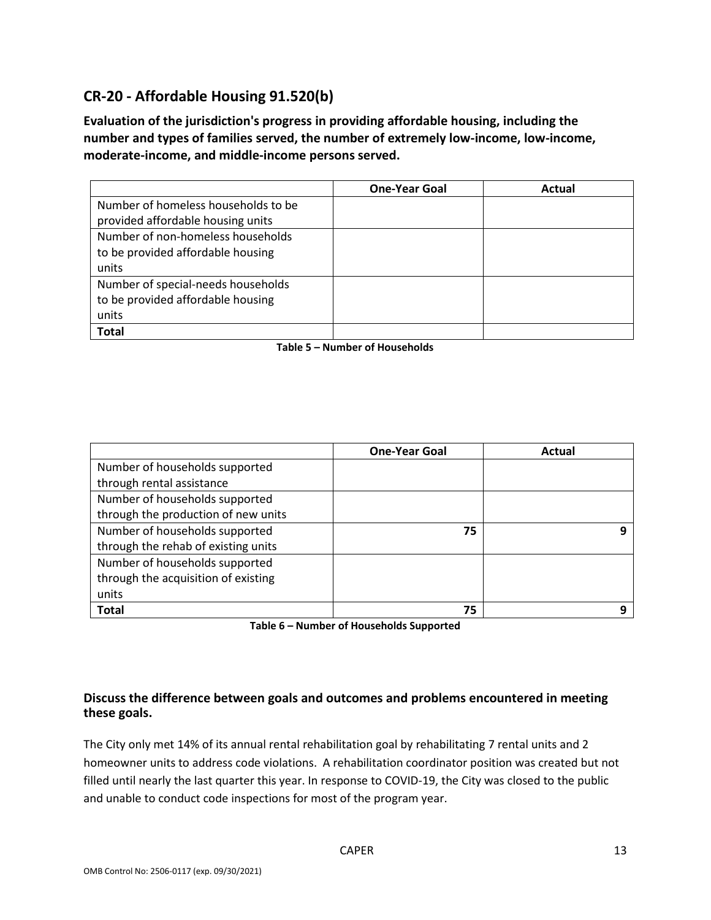## CR-20 - Affordable Housing 91.520(b)

**Evaluation of the jurisdiction's progress in providing affordable housing, including the number and types of families served, the number of extremely low-income, low-income, moderate-income, and middle-income persons served.**

| | One-Year Goal | Actual |
|---|---|---|
| Number of homeless households to be provided affordable housing units | | |
| Number of non-homeless households to be provided affordable housing units | | |
| Number of special-needs households to be provided affordable housing units | | |
| **Total** | | |

**Table 5 – Number of Households**

| | One-Year Goal | Actual |
|---|---|---|
| Number of households supported through rental assistance | | |
| Number of households supported through the production of new units | | |
| Number of households supported through the rehab of existing units | **75** | **9** |
| Number of households supported through the acquisition of existing units | | |
| **Total** | **75** | **9** |

**Table 6 – Number of Households Supported**

### Discuss the difference between goals and outcomes and problems encountered in meeting these goals.

The City only met 14% of its annual rental rehabilitation goal by rehabilitating 7 rental units and 2 homeowner units to address code violations. A rehabilitation coordinator position was created but not filled until nearly the last quarter this year. In response to COVID-19, the City was closed to the public and unable to conduct code inspections for most of the program year.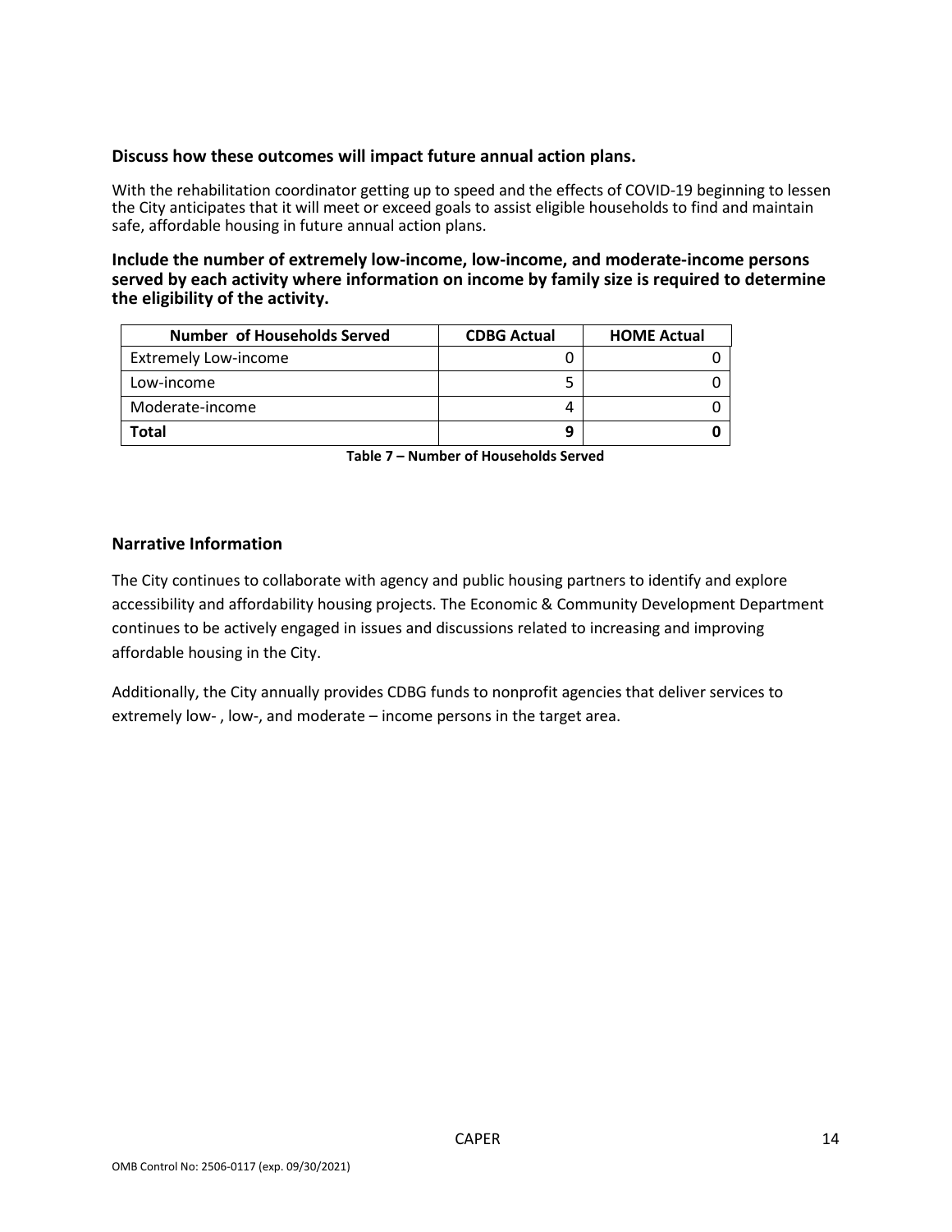**Discuss how these outcomes will impact future annual action plans.**

With the rehabilitation coordinator getting up to speed and the effects of COVID-19 beginning to lessen the City anticipates that it will meet or exceed goals to assist eligible households to find and maintain safe, affordable housing in future annual action plans.

**Include the number of extremely low-income, low-income, and moderate-income persons served by each activity where information on income by family size is required to determine the eligibility of the activity.**

| Number of Households Served | CDBG Actual | HOME Actual |
|---|---|---|
| Extremely Low-income | 0 | 0 |
| Low-income | 5 | 0 |
| Moderate-income | 4 | 0 |
| **Total** | **9** | **0** |

**Table 7 – Number of Households Served**

## Narrative Information

The City continues to collaborate with agency and public housing partners to identify and explore accessibility and affordability housing projects. The Economic & Community Development Department continues to be actively engaged in issues and discussions related to increasing and improving affordable housing in the City.

Additionally, the City annually provides CDBG funds to nonprofit agencies that deliver services to extremely low- , low-, and moderate – income persons in the target area.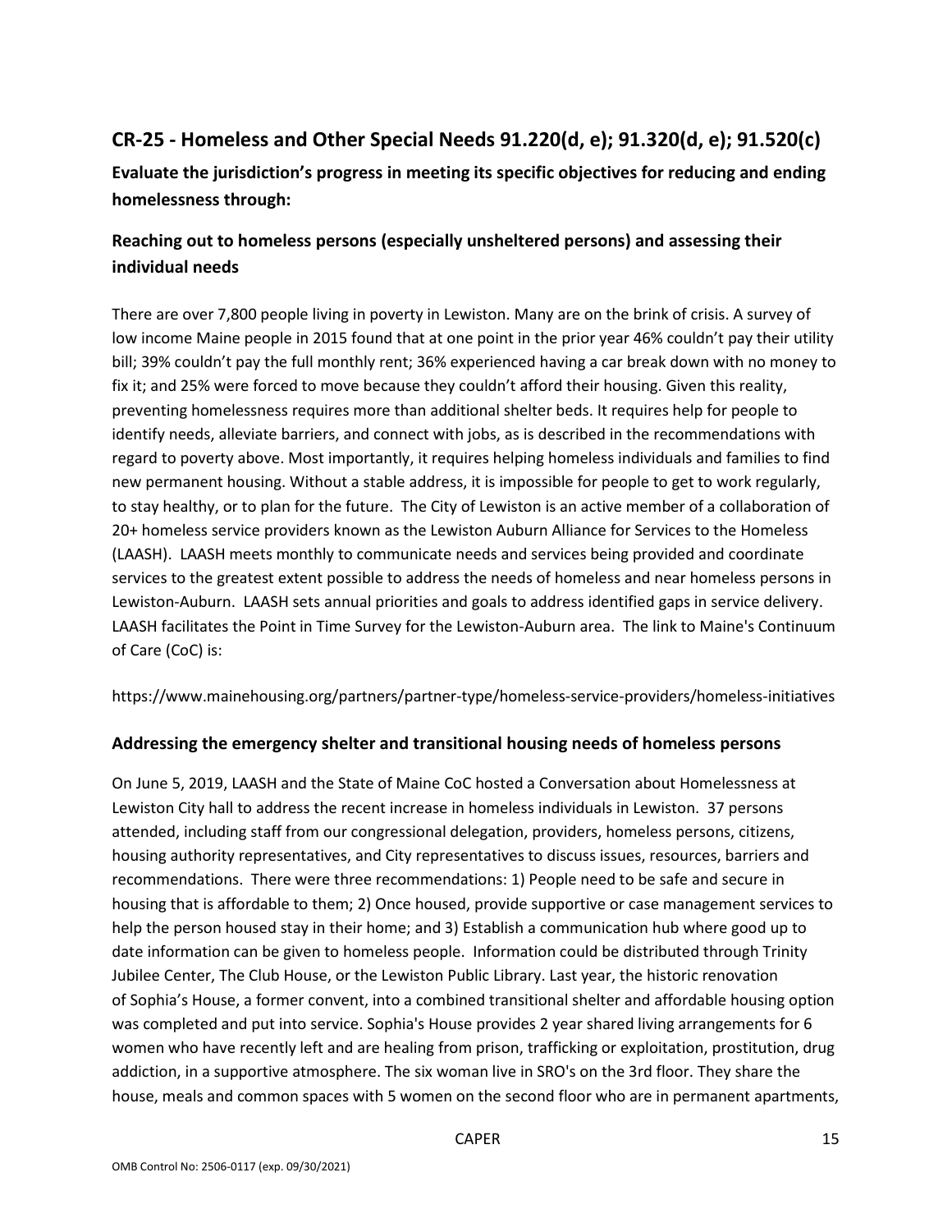## CR-25 - Homeless and Other Special Needs 91.220(d, e); 91.320(d, e); 91.520(c)

**Evaluate the jurisdiction's progress in meeting its specific objectives for reducing and ending homelessness through:**

### Reaching out to homeless persons (especially unsheltered persons) and assessing their individual needs

There are over 7,800 people living in poverty in Lewiston. Many are on the brink of crisis. A survey of low income Maine people in 2015 found that at one point in the prior year 46% couldn't pay their utility bill; 39% couldn't pay the full monthly rent; 36% experienced having a car break down with no money to fix it; and 25% were forced to move because they couldn't afford their housing. Given this reality, preventing homelessness requires more than additional shelter beds. It requires help for people to identify needs, alleviate barriers, and connect with jobs, as is described in the recommendations with regard to poverty above. Most importantly, it requires helping homeless individuals and families to find new permanent housing. Without a stable address, it is impossible for people to get to work regularly, to stay healthy, or to plan for the future. The City of Lewiston is an active member of a collaboration of 20+ homeless service providers known as the Lewiston Auburn Alliance for Services to the Homeless (LAASH). LAASH meets monthly to communicate needs and services being provided and coordinate services to the greatest extent possible to address the needs of homeless and near homeless persons in Lewiston-Auburn. LAASH sets annual priorities and goals to address identified gaps in service delivery. LAASH facilitates the Point in Time Survey for the Lewiston-Auburn area. The link to Maine's Continuum of Care (CoC) is:

https://www.mainehousing.org/partners/partner-type/homeless-service-providers/homeless-initiatives

### Addressing the emergency shelter and transitional housing needs of homeless persons

On June 5, 2019, LAASH and the State of Maine CoC hosted a Conversation about Homelessness at Lewiston City hall to address the recent increase in homeless individuals in Lewiston. 37 persons attended, including staff from our congressional delegation, providers, homeless persons, citizens, housing authority representatives, and City representatives to discuss issues, resources, barriers and recommendations. There were three recommendations: 1) People need to be safe and secure in housing that is affordable to them; 2) Once housed, provide supportive or case management services to help the person housed stay in their home; and 3) Establish a communication hub where good up to date information can be given to homeless people. Information could be distributed through Trinity Jubilee Center, The Club House, or the Lewiston Public Library. Last year, the historic renovation of Sophia's House, a former convent, into a combined transitional shelter and affordable housing option was completed and put into service. Sophia's House provides 2 year shared living arrangements for 6 women who have recently left and are healing from prison, trafficking or exploitation, prostitution, drug addiction, in a supportive atmosphere. The six woman live in SRO's on the 3rd floor. They share the house, meals and common spaces with 5 women on the second floor who are in permanent apartments,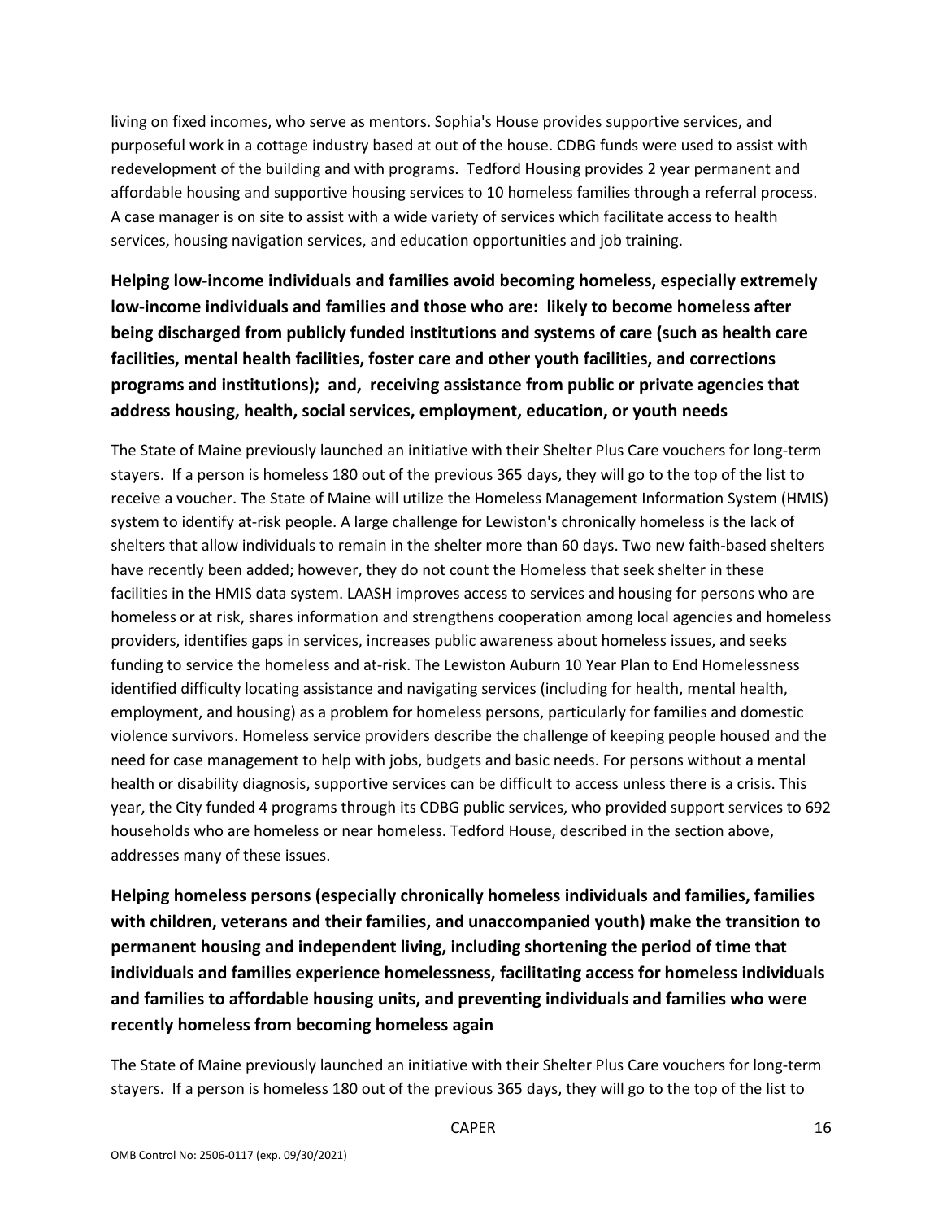living on fixed incomes, who serve as mentors. Sophia's House provides supportive services, and purposeful work in a cottage industry based at out of the house. CDBG funds were used to assist with redevelopment of the building and with programs. Tedford Housing provides 2 year permanent and affordable housing and supportive housing services to 10 homeless families through a referral process. A case manager is on site to assist with a wide variety of services which facilitate access to health services, housing navigation services, and education opportunities and job training.

## Helping low-income individuals and families avoid becoming homeless, especially extremely low-income individuals and families and those who are: likely to become homeless after being discharged from publicly funded institutions and systems of care (such as health care facilities, mental health facilities, foster care and other youth facilities, and corrections programs and institutions); and, receiving assistance from public or private agencies that address housing, health, social services, employment, education, or youth needs

The State of Maine previously launched an initiative with their Shelter Plus Care vouchers for long-term stayers. If a person is homeless 180 out of the previous 365 days, they will go to the top of the list to receive a voucher. The State of Maine will utilize the Homeless Management Information System (HMIS) system to identify at-risk people. A large challenge for Lewiston's chronically homeless is the lack of shelters that allow individuals to remain in the shelter more than 60 days. Two new faith-based shelters have recently been added; however, they do not count the Homeless that seek shelter in these facilities in the HMIS data system. LAASH improves access to services and housing for persons who are homeless or at risk, shares information and strengthens cooperation among local agencies and homeless providers, identifies gaps in services, increases public awareness about homeless issues, and seeks funding to service the homeless and at-risk. The Lewiston Auburn 10 Year Plan to End Homelessness identified difficulty locating assistance and navigating services (including for health, mental health, employment, and housing) as a problem for homeless persons, particularly for families and domestic violence survivors. Homeless service providers describe the challenge of keeping people housed and the need for case management to help with jobs, budgets and basic needs. For persons without a mental health or disability diagnosis, supportive services can be difficult to access unless there is a crisis. This year, the City funded 4 programs through its CDBG public services, who provided support services to 692 households who are homeless or near homeless. Tedford House, described in the section above, addresses many of these issues.

## Helping homeless persons (especially chronically homeless individuals and families, families with children, veterans and their families, and unaccompanied youth) make the transition to permanent housing and independent living, including shortening the period of time that individuals and families experience homelessness, facilitating access for homeless individuals and families to affordable housing units, and preventing individuals and families who were recently homeless from becoming homeless again

The State of Maine previously launched an initiative with their Shelter Plus Care vouchers for long-term stayers. If a person is homeless 180 out of the previous 365 days, they will go to the top of the list to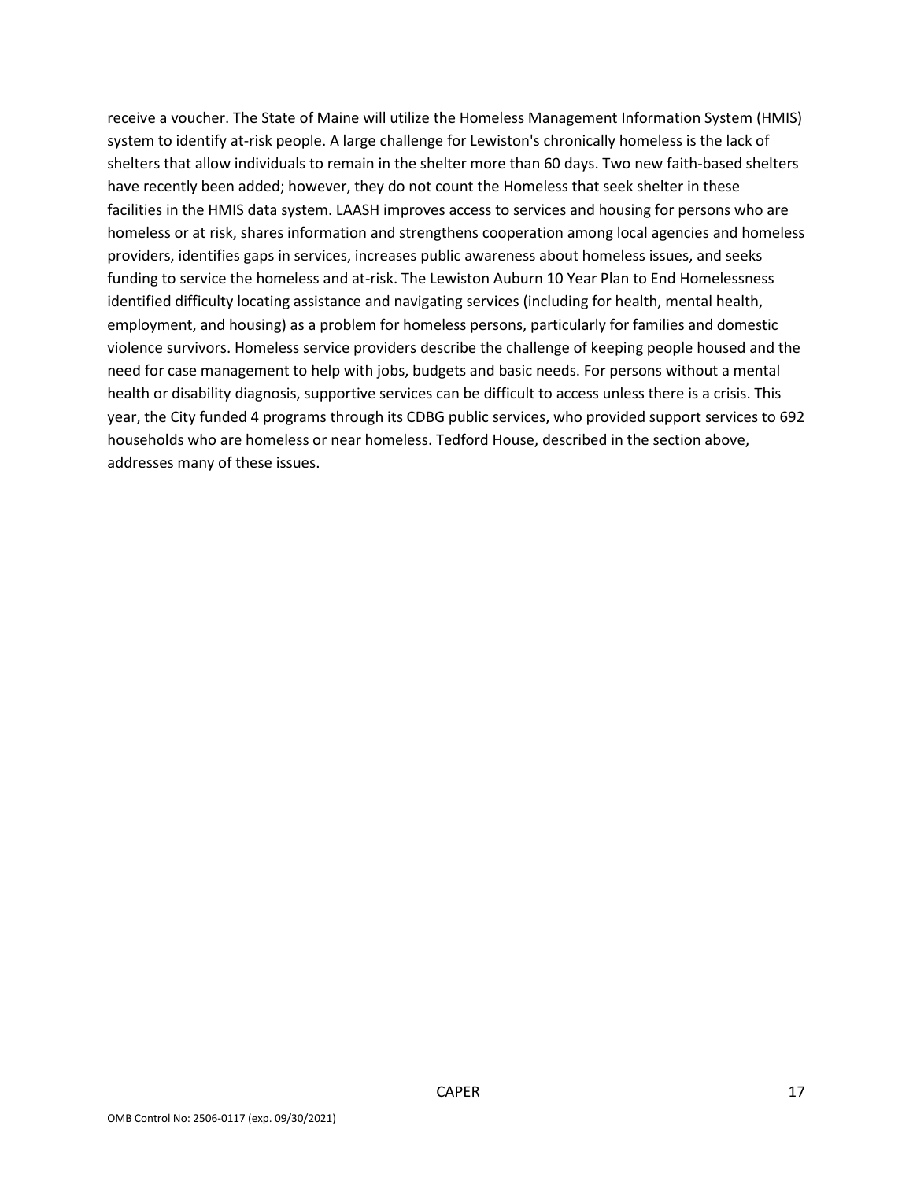receive a voucher. The State of Maine will utilize the Homeless Management Information System (HMIS) system to identify at-risk people. A large challenge for Lewiston's chronically homeless is the lack of shelters that allow individuals to remain in the shelter more than 60 days. Two new faith-based shelters have recently been added; however, they do not count the Homeless that seek shelter in these facilities in the HMIS data system. LAASH improves access to services and housing for persons who are homeless or at risk, shares information and strengthens cooperation among local agencies and homeless providers, identifies gaps in services, increases public awareness about homeless issues, and seeks funding to service the homeless and at-risk. The Lewiston Auburn 10 Year Plan to End Homelessness identified difficulty locating assistance and navigating services (including for health, mental health, employment, and housing) as a problem for homeless persons, particularly for families and domestic violence survivors. Homeless service providers describe the challenge of keeping people housed and the need for case management to help with jobs, budgets and basic needs. For persons without a mental health or disability diagnosis, supportive services can be difficult to access unless there is a crisis. This year, the City funded 4 programs through its CDBG public services, who provided support services to 692 households who are homeless or near homeless. Tedford House, described in the section above, addresses many of these issues.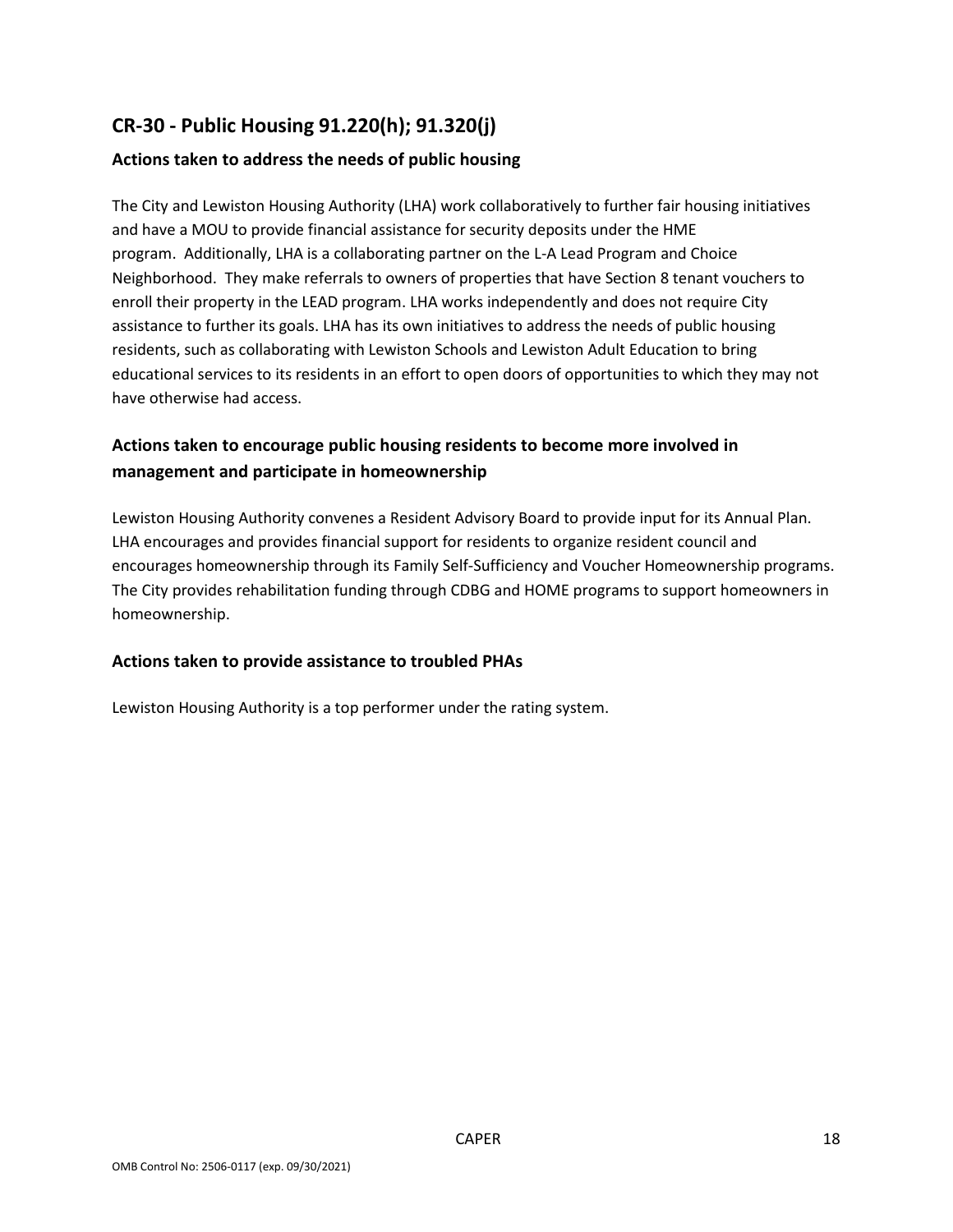## CR-30 - Public Housing 91.220(h); 91.320(j)

### Actions taken to address the needs of public housing

The City and Lewiston Housing Authority (LHA) work collaboratively to further fair housing initiatives and have a MOU to provide financial assistance for security deposits under the HME program. Additionally, LHA is a collaborating partner on the L-A Lead Program and Choice Neighborhood. They make referrals to owners of properties that have Section 8 tenant vouchers to enroll their property in the LEAD program. LHA works independently and does not require City assistance to further its goals. LHA has its own initiatives to address the needs of public housing residents, such as collaborating with Lewiston Schools and Lewiston Adult Education to bring educational services to its residents in an effort to open doors of opportunities to which they may not have otherwise had access.

### Actions taken to encourage public housing residents to become more involved in management and participate in homeownership

Lewiston Housing Authority convenes a Resident Advisory Board to provide input for its Annual Plan. LHA encourages and provides financial support for residents to organize resident council and encourages homeownership through its Family Self-Sufficiency and Voucher Homeownership programs. The City provides rehabilitation funding through CDBG and HOME programs to support homeowners in homeownership.

### Actions taken to provide assistance to troubled PHAs

Lewiston Housing Authority is a top performer under the rating system.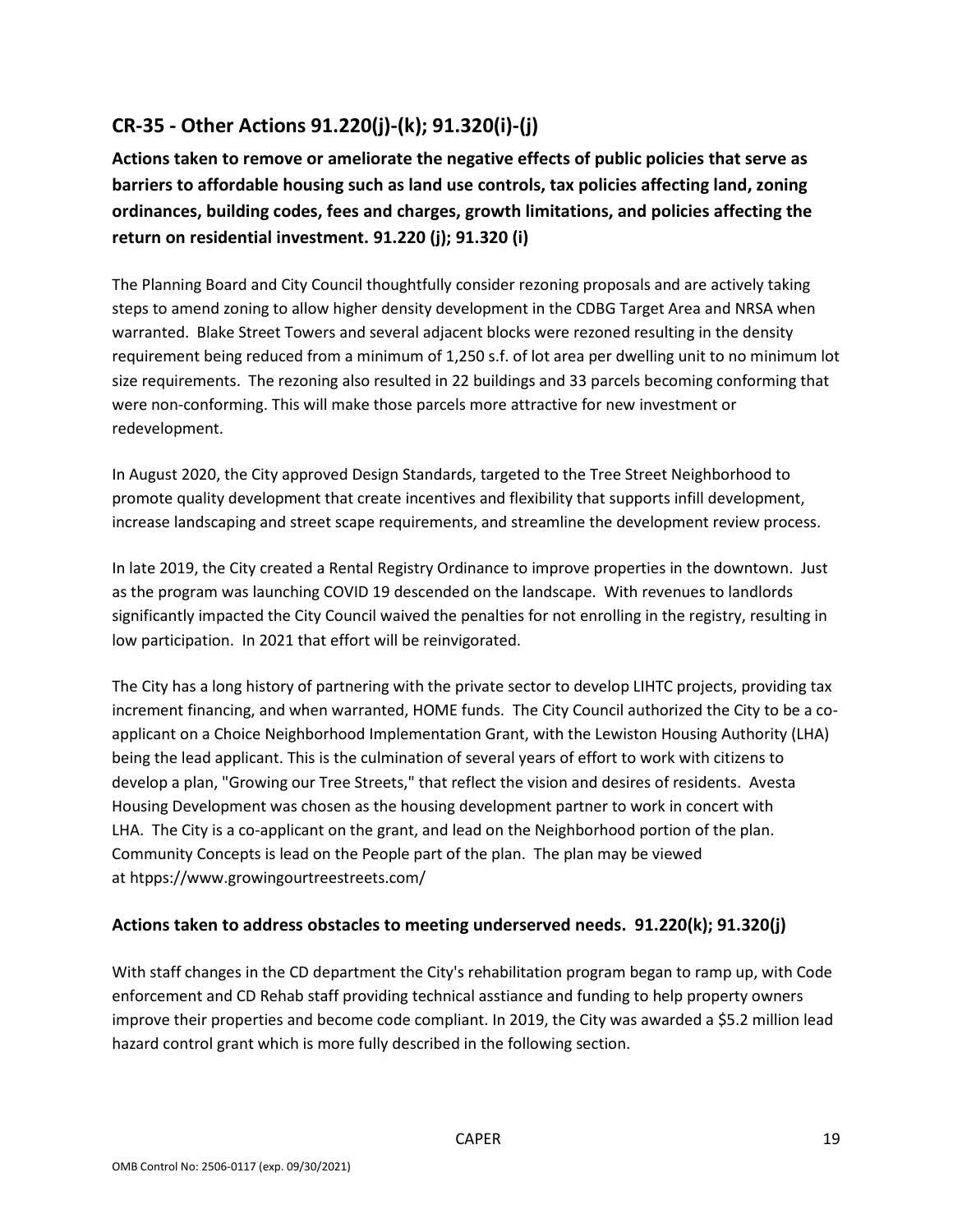## CR-35 - Other Actions 91.220(j)-(k); 91.320(i)-(j)

**Actions taken to remove or ameliorate the negative effects of public policies that serve as barriers to affordable housing such as land use controls, tax policies affecting land, zoning ordinances, building codes, fees and charges, growth limitations, and policies affecting the return on residential investment. 91.220 (j); 91.320 (i)**

The Planning Board and City Council thoughtfully consider rezoning proposals and are actively taking steps to amend zoning to allow higher density development in the CDBG Target Area and NRSA when warranted. Blake Street Towers and several adjacent blocks were rezoned resulting in the density requirement being reduced from a minimum of 1,250 s.f. of lot area per dwelling unit to no minimum lot size requirements. The rezoning also resulted in 22 buildings and 33 parcels becoming conforming that were non-conforming. This will make those parcels more attractive for new investment or redevelopment.

In August 2020, the City approved Design Standards, targeted to the Tree Street Neighborhood to promote quality development that create incentives and flexibility that supports infill development, increase landscaping and street scape requirements, and streamline the development review process.

In late 2019, the City created a Rental Registry Ordinance to improve properties in the downtown. Just as the program was launching COVID 19 descended on the landscape. With revenues to landlords significantly impacted the City Council waived the penalties for not enrolling in the registry, resulting in low participation. In 2021 that effort will be reinvigorated.

The City has a long history of partnering with the private sector to develop LIHTC projects, providing tax increment financing, and when warranted, HOME funds. The City Council authorized the City to be a co-applicant on a Choice Neighborhood Implementation Grant, with the Lewiston Housing Authority (LHA) being the lead applicant. This is the culmination of several years of effort to work with citizens to develop a plan, "Growing our Tree Streets," that reflect the vision and desires of residents. Avesta Housing Development was chosen as the housing development partner to work in concert with LHA. The City is a co-applicant on the grant, and lead on the Neighborhood portion of the plan. Community Concepts is lead on the People part of the plan. The plan may be viewed at htpps://www.growingourtreestreets.com/

### Actions taken to address obstacles to meeting underserved needs. 91.220(k); 91.320(j)

With staff changes in the CD department the City's rehabilitation program began to ramp up, with Code enforcement and CD Rehab staff providing technical asstiance and funding to help property owners improve their properties and become code compliant. In 2019, the City was awarded a $5.2 million lead hazard control grant which is more fully described in the following section.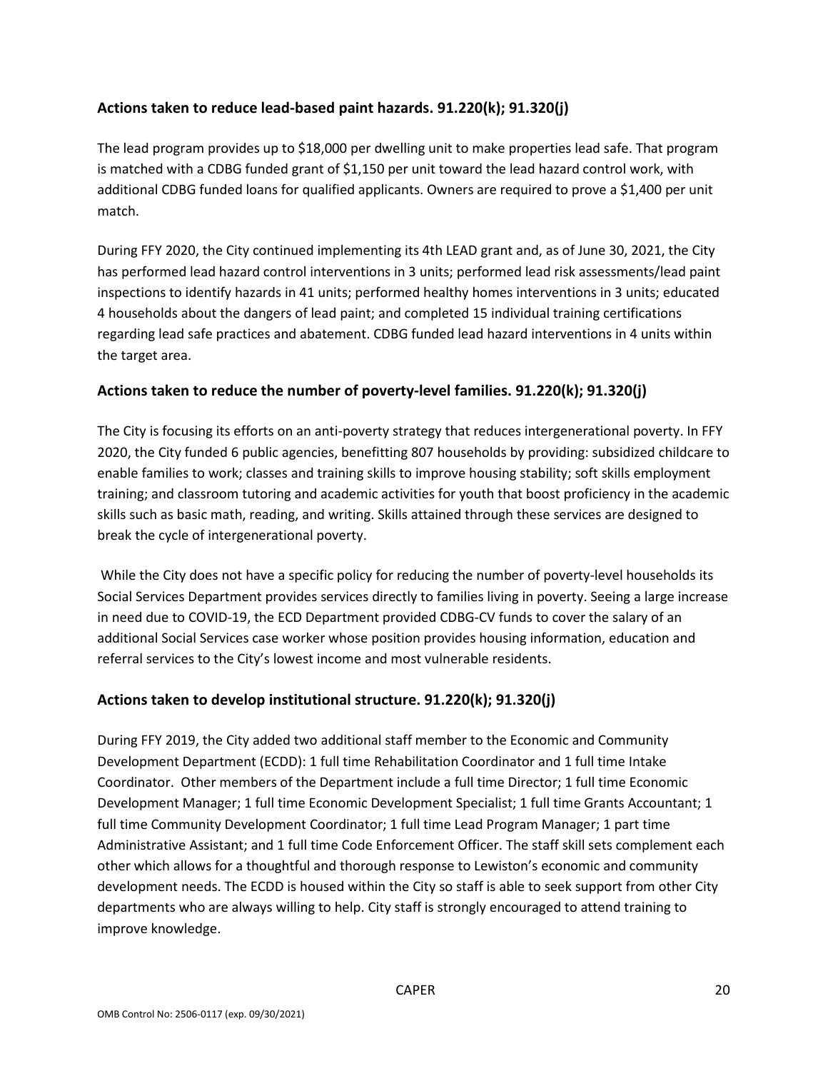## Actions taken to reduce lead-based paint hazards. 91.220(k); 91.320(j)

The lead program provides up to $18,000 per dwelling unit to make properties lead safe. That program is matched with a CDBG funded grant of $1,150 per unit toward the lead hazard control work, with additional CDBG funded loans for qualified applicants. Owners are required to prove a $1,400 per unit match.

During FFY 2020, the City continued implementing its 4th LEAD grant and, as of June 30, 2021, the City has performed lead hazard control interventions in 3 units; performed lead risk assessments/lead paint inspections to identify hazards in 41 units; performed healthy homes interventions in 3 units; educated 4 households about the dangers of lead paint; and completed 15 individual training certifications regarding lead safe practices and abatement. CDBG funded lead hazard interventions in 4 units within the target area.

## Actions taken to reduce the number of poverty-level families. 91.220(k); 91.320(j)

The City is focusing its efforts on an anti-poverty strategy that reduces intergenerational poverty. In FFY 2020, the City funded 6 public agencies, benefitting 807 households by providing: subsidized childcare to enable families to work; classes and training skills to improve housing stability; soft skills employment training; and classroom tutoring and academic activities for youth that boost proficiency in the academic skills such as basic math, reading, and writing. Skills attained through these services are designed to break the cycle of intergenerational poverty.

While the City does not have a specific policy for reducing the number of poverty-level households its Social Services Department provides services directly to families living in poverty. Seeing a large increase in need due to COVID-19, the ECD Department provided CDBG-CV funds to cover the salary of an additional Social Services case worker whose position provides housing information, education and referral services to the City's lowest income and most vulnerable residents.

## Actions taken to develop institutional structure. 91.220(k); 91.320(j)

During FFY 2019, the City added two additional staff member to the Economic and Community Development Department (ECDD): 1 full time Rehabilitation Coordinator and 1 full time Intake Coordinator. Other members of the Department include a full time Director; 1 full time Economic Development Manager; 1 full time Economic Development Specialist; 1 full time Grants Accountant; 1 full time Community Development Coordinator; 1 full time Lead Program Manager; 1 part time Administrative Assistant; and 1 full time Code Enforcement Officer. The staff skill sets complement each other which allows for a thoughtful and thorough response to Lewiston's economic and community development needs. The ECDD is housed within the City so staff is able to seek support from other City departments who are always willing to help. City staff is strongly encouraged to attend training to improve knowledge.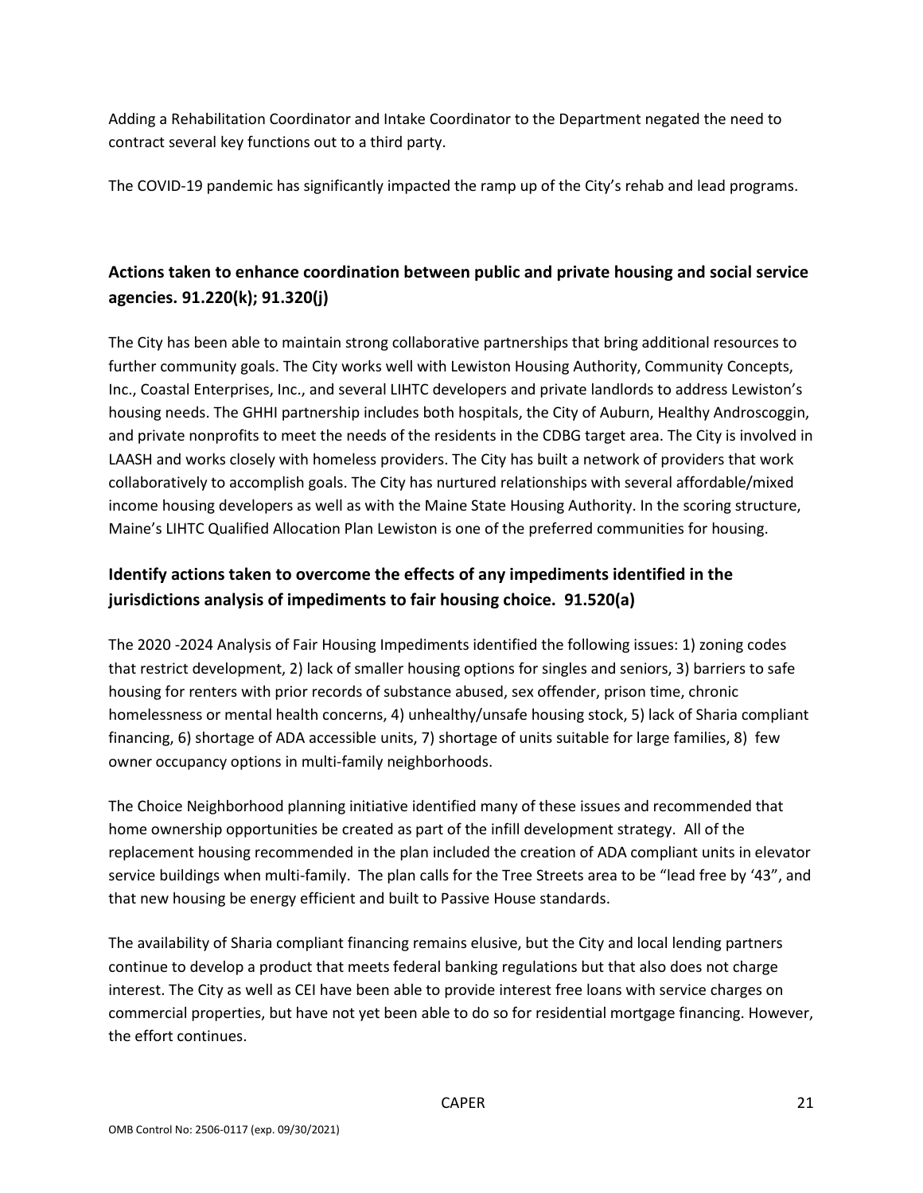Adding a Rehabilitation Coordinator and Intake Coordinator to the Department negated the need to contract several key functions out to a third party.

The COVID-19 pandemic has significantly impacted the ramp up of the City's rehab and lead programs.

## Actions taken to enhance coordination between public and private housing and social service agencies. 91.220(k); 91.320(j)

The City has been able to maintain strong collaborative partnerships that bring additional resources to further community goals. The City works well with Lewiston Housing Authority, Community Concepts, Inc., Coastal Enterprises, Inc., and several LIHTC developers and private landlords to address Lewiston's housing needs. The GHHI partnership includes both hospitals, the City of Auburn, Healthy Androscoggin, and private nonprofits to meet the needs of the residents in the CDBG target area. The City is involved in LAASH and works closely with homeless providers. The City has built a network of providers that work collaboratively to accomplish goals. The City has nurtured relationships with several affordable/mixed income housing developers as well as with the Maine State Housing Authority. In the scoring structure, Maine's LIHTC Qualified Allocation Plan Lewiston is one of the preferred communities for housing.

## Identify actions taken to overcome the effects of any impediments identified in the jurisdictions analysis of impediments to fair housing choice. 91.520(a)

The 2020 -2024 Analysis of Fair Housing Impediments identified the following issues: 1) zoning codes that restrict development, 2) lack of smaller housing options for singles and seniors, 3) barriers to safe housing for renters with prior records of substance abused, sex offender, prison time, chronic homelessness or mental health concerns, 4) unhealthy/unsafe housing stock, 5) lack of Sharia compliant financing, 6) shortage of ADA accessible units, 7) shortage of units suitable for large families, 8) few owner occupancy options in multi-family neighborhoods.

The Choice Neighborhood planning initiative identified many of these issues and recommended that home ownership opportunities be created as part of the infill development strategy. All of the replacement housing recommended in the plan included the creation of ADA compliant units in elevator service buildings when multi-family. The plan calls for the Tree Streets area to be "lead free by '43", and that new housing be energy efficient and built to Passive House standards.

The availability of Sharia compliant financing remains elusive, but the City and local lending partners continue to develop a product that meets federal banking regulations but that also does not charge interest. The City as well as CEI have been able to provide interest free loans with service charges on commercial properties, but have not yet been able to do so for residential mortgage financing. However, the effort continues.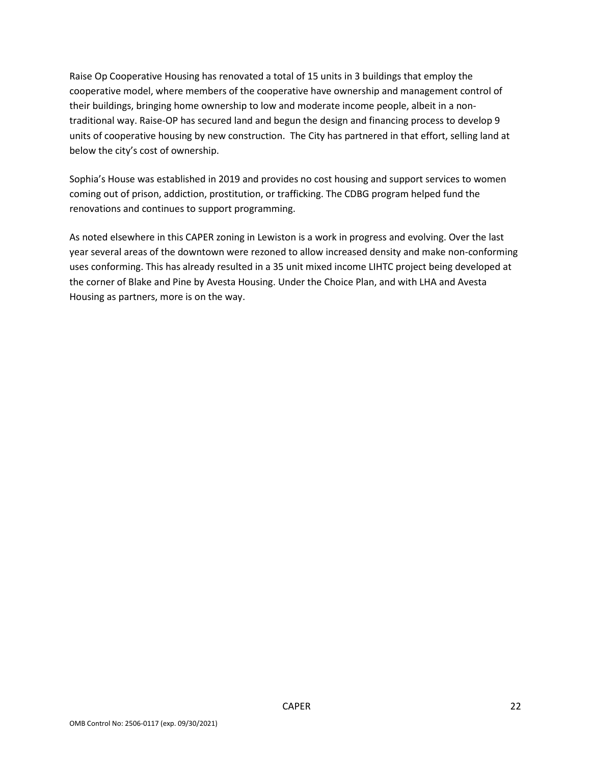Raise Op Cooperative Housing has renovated a total of 15 units in 3 buildings that employ the cooperative model, where members of the cooperative have ownership and management control of their buildings, bringing home ownership to low and moderate income people, albeit in a non-traditional way. Raise-OP has secured land and begun the design and financing process to develop 9 units of cooperative housing by new construction. The City has partnered in that effort, selling land at below the city's cost of ownership.

Sophia's House was established in 2019 and provides no cost housing and support services to women coming out of prison, addiction, prostitution, or trafficking. The CDBG program helped fund the renovations and continues to support programming.

As noted elsewhere in this CAPER zoning in Lewiston is a work in progress and evolving. Over the last year several areas of the downtown were rezoned to allow increased density and make non-conforming uses conforming. This has already resulted in a 35 unit mixed income LIHTC project being developed at the corner of Blake and Pine by Avesta Housing. Under the Choice Plan, and with LHA and Avesta Housing as partners, more is on the way.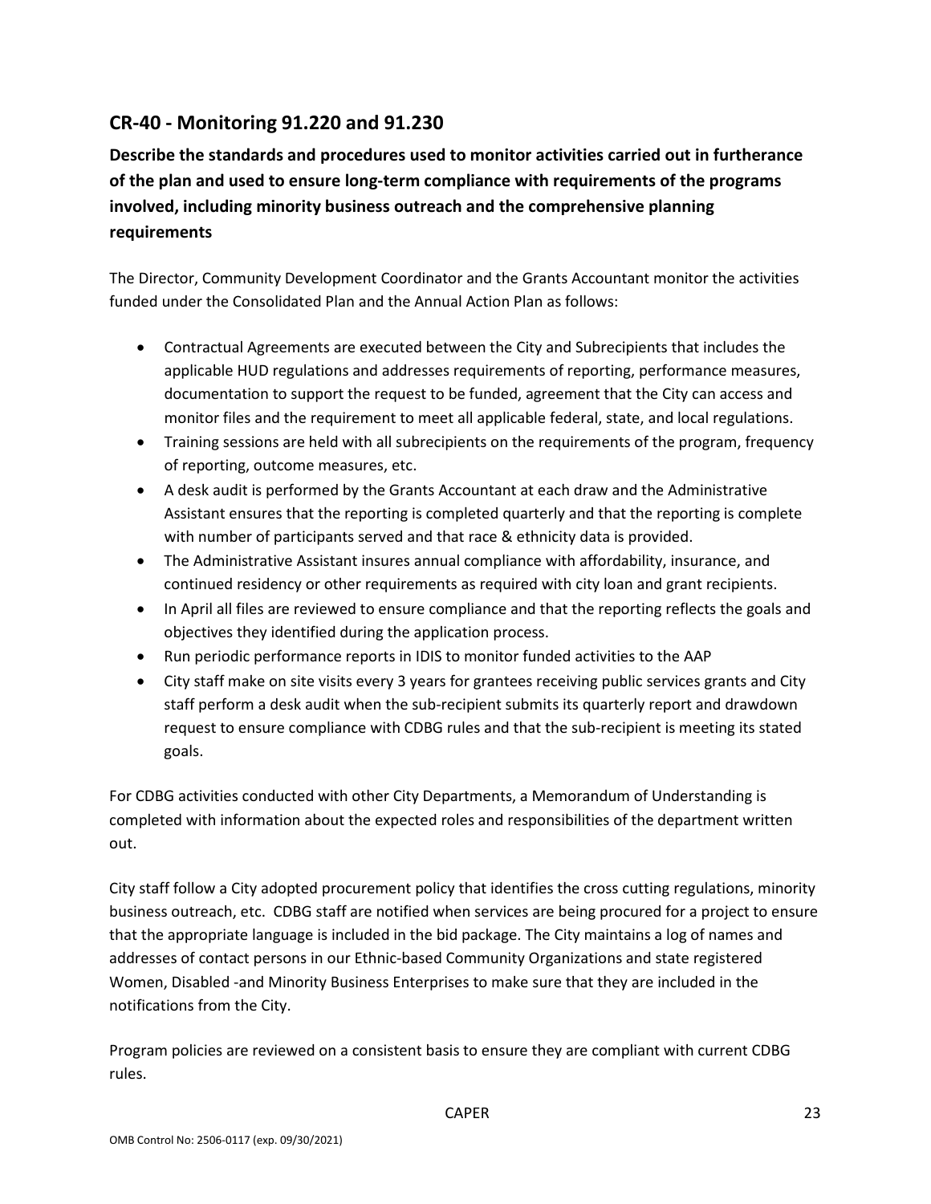## CR-40 - Monitoring 91.220 and 91.230

**Describe the standards and procedures used to monitor activities carried out in furtherance of the plan and used to ensure long-term compliance with requirements of the programs involved, including minority business outreach and the comprehensive planning requirements**

The Director, Community Development Coordinator and the Grants Accountant monitor the activities funded under the Consolidated Plan and the Annual Action Plan as follows:

- Contractual Agreements are executed between the City and Subrecipients that includes the applicable HUD regulations and addresses requirements of reporting, performance measures, documentation to support the request to be funded, agreement that the City can access and monitor files and the requirement to meet all applicable federal, state, and local regulations.
- Training sessions are held with all subrecipients on the requirements of the program, frequency of reporting, outcome measures, etc.
- A desk audit is performed by the Grants Accountant at each draw and the Administrative Assistant ensures that the reporting is completed quarterly and that the reporting is complete with number of participants served and that race & ethnicity data is provided.
- The Administrative Assistant insures annual compliance with affordability, insurance, and continued residency or other requirements as required with city loan and grant recipients.
- In April all files are reviewed to ensure compliance and that the reporting reflects the goals and objectives they identified during the application process.
- Run periodic performance reports in IDIS to monitor funded activities to the AAP
- City staff make on site visits every 3 years for grantees receiving public services grants and City staff perform a desk audit when the sub-recipient submits its quarterly report and drawdown request to ensure compliance with CDBG rules and that the sub-recipient is meeting its stated goals.

For CDBG activities conducted with other City Departments, a Memorandum of Understanding is completed with information about the expected roles and responsibilities of the department written out.

City staff follow a City adopted procurement policy that identifies the cross cutting regulations, minority business outreach, etc. CDBG staff are notified when services are being procured for a project to ensure that the appropriate language is included in the bid package. The City maintains a log of names and addresses of contact persons in our Ethnic-based Community Organizations and state registered Women, Disabled -and Minority Business Enterprises to make sure that they are included in the notifications from the City.

Program policies are reviewed on a consistent basis to ensure they are compliant with current CDBG rules.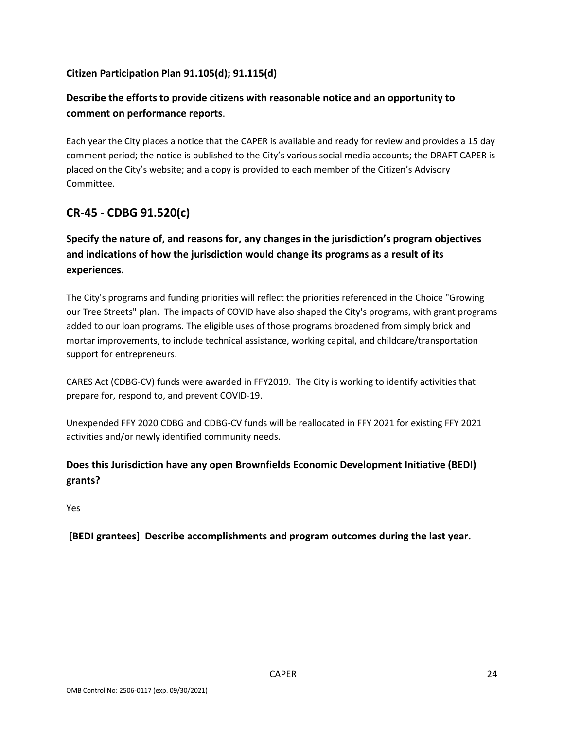**Citizen Participation Plan 91.105(d); 91.115(d)**

**Describe the efforts to provide citizens with reasonable notice and an opportunity to comment on performance reports**.

Each year the City places a notice that the CAPER is available and ready for review and provides a 15 day comment period; the notice is published to the City's various social media accounts; the DRAFT CAPER is placed on the City's website; and a copy is provided to each member of the Citizen's Advisory Committee.

## CR-45 - CDBG 91.520(c)

**Specify the nature of, and reasons for, any changes in the jurisdiction's program objectives and indications of how the jurisdiction would change its programs as a result of its experiences.**

The City's programs and funding priorities will reflect the priorities referenced in the Choice "Growing our Tree Streets" plan. The impacts of COVID have also shaped the City's programs, with grant programs added to our loan programs. The eligible uses of those programs broadened from simply brick and mortar improvements, to include technical assistance, working capital, and childcare/transportation support for entrepreneurs.

CARES Act (CDBG-CV) funds were awarded in FFY2019. The City is working to identify activities that prepare for, respond to, and prevent COVID-19.

Unexpended FFY 2020 CDBG and CDBG-CV funds will be reallocated in FFY 2021 for existing FFY 2021 activities and/or newly identified community needs.

**Does this Jurisdiction have any open Brownfields Economic Development Initiative (BEDI) grants?**

Yes

**[BEDI grantees] Describe accomplishments and program outcomes during the last year.**